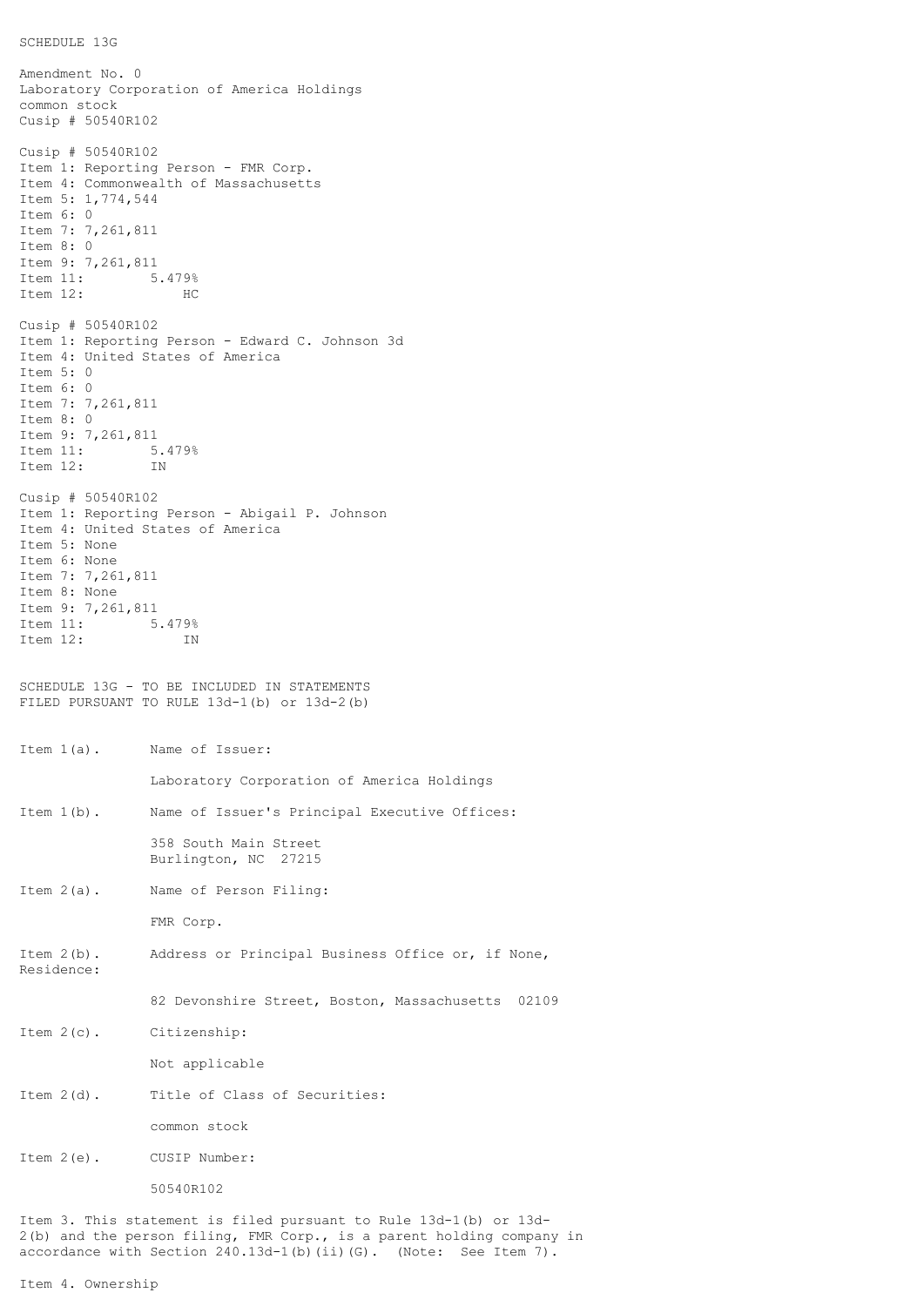SCHEDULE 13G

Amendment No. 0
Laboratory Corporation of America Holdings
common stock
Cusip # 50540R102

Cusip # 50540R102
Item 1: Reporting Person - FMR Corp.
Item 4: Commonwealth of Massachusetts
Item 5: 1,774,544
Item 6: 0
Item 7: 7,261,811
Item 8: 0
Item 9: 7,261,811
Item 11: 5.479%
Item 12: HC

Cusip # 50540R102
Item 1: Reporting Person - Edward C. Johnson 3d
Item 4: United States of America
Item 5: 0
Item 6: 0
Item 7: 7,261,811
Item 8: 0
Item 9: 7,261,811
Item 11: 5.479%
Item 12: IN

Cusip # 50540R102
Item 1: Reporting Person - Abigail P. Johnson
Item 4: United States of America
Item 5: None
Item 6: None
Item 7: 7,261,811
Item 8: None
Item 9: 7,261,811
Item 11: 5.479%
Item 12: IN

SCHEDULE 13G - TO BE INCLUDED IN STATEMENTS
FILED PURSUANT TO RULE 13d-1(b) or 13d-2(b)

Item 1(a). Name of Issuer:

Laboratory Corporation of America Holdings

Item 1(b). Name of Issuer's Principal Executive Offices:

358 South Main Street
Burlington, NC 27215

Item 2(a). Name of Person Filing:

FMR Corp.

Item 2(b). Address or Principal Business Office or, if None, Residence:

82 Devonshire Street, Boston, Massachusetts 02109

Item 2(c). Citizenship:

Not applicable

Item 2(d). Title of Class of Securities:

common stock

Item 2(e). CUSIP Number:

50540R102

Item 3. This statement is filed pursuant to Rule 13d-1(b) or 13d-2(b) and the person filing, FMR Corp., is a parent holding company in accordance with Section 240.13d-1(b)(ii)(G). (Note: See Item 7).

Item 4. Ownership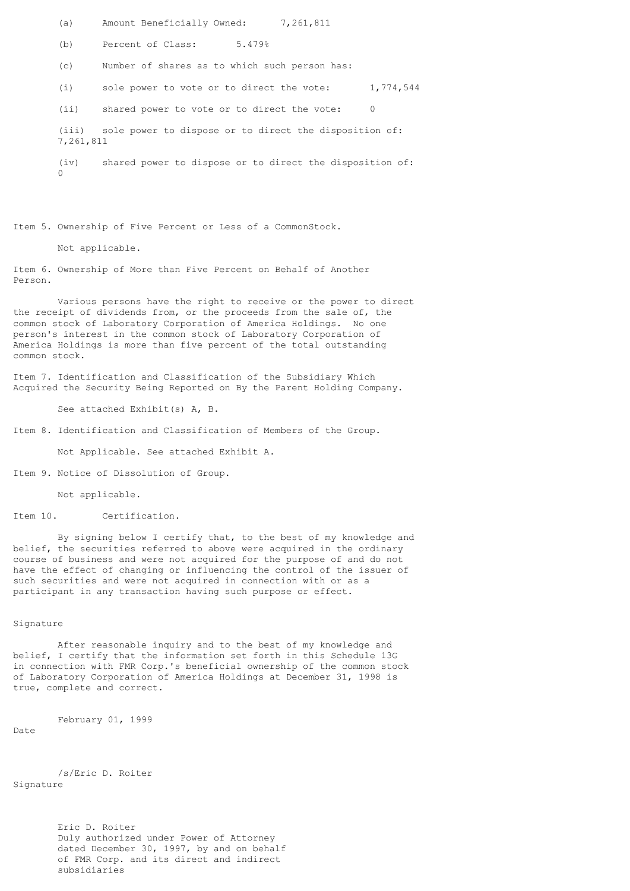(a) Amount Beneficially Owned: 7,261,811

(b) Percent of Class: 5.479%

(c) Number of shares as to which such person has:

(i) sole power to vote or to direct the vote: 1,774,544

(ii) shared power to vote or to direct the vote: 0

(iii) sole power to dispose or to direct the disposition of: 7,261,811

(iv) shared power to dispose or to direct the disposition of: 0

Item 5. Ownership of Five Percent or Less of a CommonStock.

Not applicable.

Item 6. Ownership of More than Five Percent on Behalf of Another Person.

Various persons have the right to receive or the power to direct the receipt of dividends from, or the proceeds from the sale of, the common stock of Laboratory Corporation of America Holdings. No one person's interest in the common stock of Laboratory Corporation of America Holdings is more than five percent of the total outstanding common stock.

Item 7. Identification and Classification of the Subsidiary Which Acquired the Security Being Reported on By the Parent Holding Company.

See attached Exhibit(s) A, B.

Item 8. Identification and Classification of Members of the Group.

Not Applicable. See attached Exhibit A.

Item 9. Notice of Dissolution of Group.

Not applicable.

Item 10. Certification.

By signing below I certify that, to the best of my knowledge and belief, the securities referred to above were acquired in the ordinary course of business and were not acquired for the purpose of and do not have the effect of changing or influencing the control of the issuer of such securities and were not acquired in connection with or as a participant in any transaction having such purpose or effect.

Signature

After reasonable inquiry and to the best of my knowledge and belief, I certify that the information set forth in this Schedule 13G in connection with FMR Corp.'s beneficial ownership of the common stock of Laboratory Corporation of America Holdings at December 31, 1998 is true, complete and correct.

February 01, 1999
Date

/s/Eric D. Roiter
Signature

Eric D. Roiter
Duly authorized under Power of Attorney
dated December 30, 1997, by and on behalf
of FMR Corp. and its direct and indirect
subsidiaries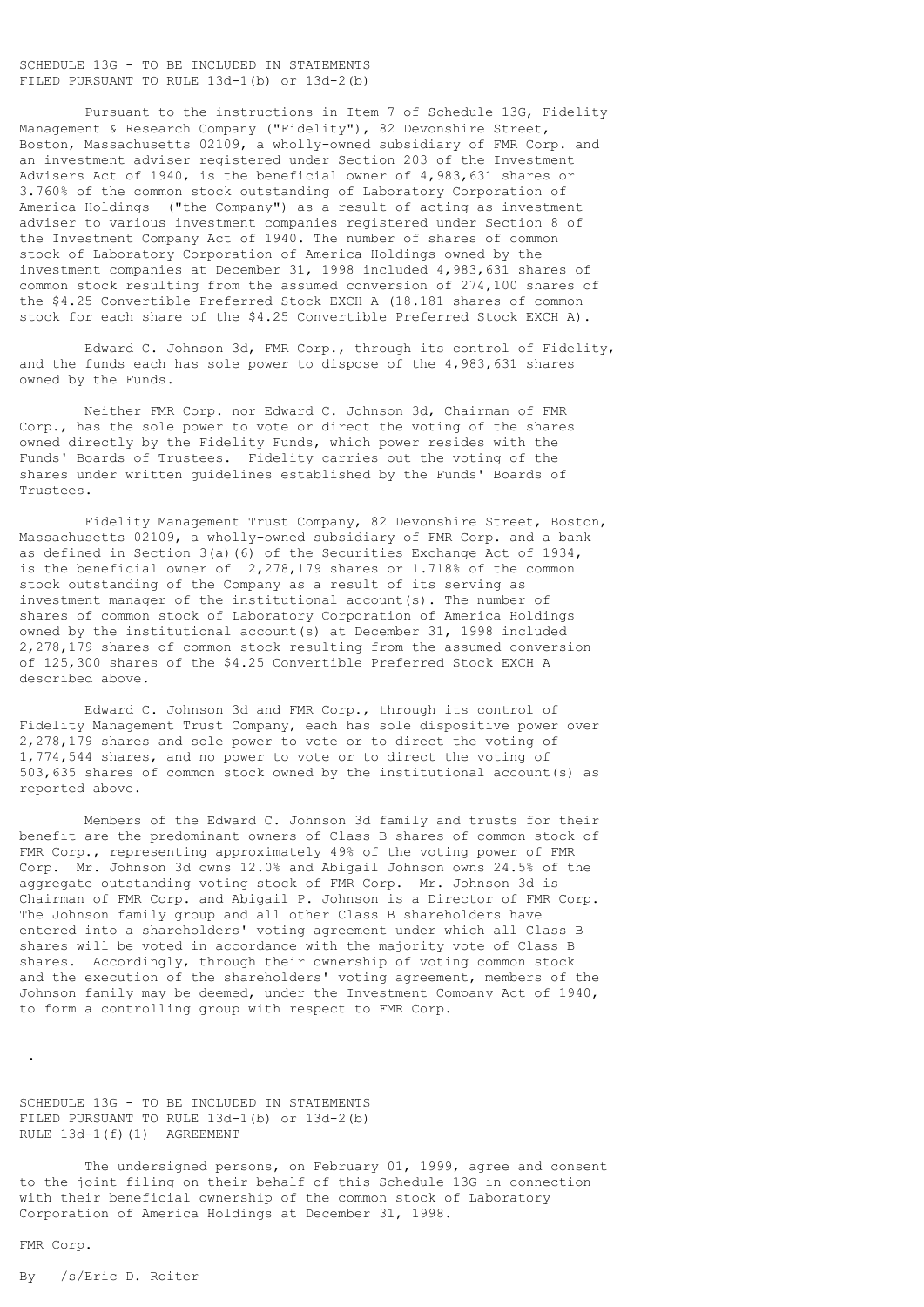SCHEDULE 13G - TO BE INCLUDED IN STATEMENTS
FILED PURSUANT TO RULE 13d-1(b) or 13d-2(b)

Pursuant to the instructions in Item 7 of Schedule 13G, Fidelity Management & Research Company ("Fidelity"), 82 Devonshire Street, Boston, Massachusetts 02109, a wholly-owned subsidiary of FMR Corp. and an investment adviser registered under Section 203 of the Investment Advisers Act of 1940, is the beneficial owner of 4,983,631 shares or 3.760% of the common stock outstanding of Laboratory Corporation of America Holdings ("the Company") as a result of acting as investment adviser to various investment companies registered under Section 8 of the Investment Company Act of 1940. The number of shares of common stock of Laboratory Corporation of America Holdings owned by the investment companies at December 31, 1998 included 4,983,631 shares of common stock resulting from the assumed conversion of 274,100 shares of the $4.25 Convertible Preferred Stock EXCH A (18.181 shares of common stock for each share of the $4.25 Convertible Preferred Stock EXCH A).

Edward C. Johnson 3d, FMR Corp., through its control of Fidelity, and the funds each has sole power to dispose of the 4,983,631 shares owned by the Funds.

Neither FMR Corp. nor Edward C. Johnson 3d, Chairman of FMR Corp., has the sole power to vote or direct the voting of the shares owned directly by the Fidelity Funds, which power resides with the Funds' Boards of Trustees. Fidelity carries out the voting of the shares under written guidelines established by the Funds' Boards of Trustees.

Fidelity Management Trust Company, 82 Devonshire Street, Boston, Massachusetts 02109, a wholly-owned subsidiary of FMR Corp. and a bank as defined in Section 3(a)(6) of the Securities Exchange Act of 1934, is the beneficial owner of 2,278,179 shares or 1.718% of the common stock outstanding of the Company as a result of its serving as investment manager of the institutional account(s). The number of shares of common stock of Laboratory Corporation of America Holdings owned by the institutional account(s) at December 31, 1998 included 2,278,179 shares of common stock resulting from the assumed conversion of 125,300 shares of the $4.25 Convertible Preferred Stock EXCH A described above.

Edward C. Johnson 3d and FMR Corp., through its control of Fidelity Management Trust Company, each has sole dispositive power over 2,278,179 shares and sole power to vote or to direct the voting of 1,774,544 shares, and no power to vote or to direct the voting of 503,635 shares of common stock owned by the institutional account(s) as reported above.

Members of the Edward C. Johnson 3d family and trusts for their benefit are the predominant owners of Class B shares of common stock of FMR Corp., representing approximately 49% of the voting power of FMR Corp. Mr. Johnson 3d owns 12.0% and Abigail Johnson owns 24.5% of the aggregate outstanding voting stock of FMR Corp. Mr. Johnson 3d is Chairman of FMR Corp. and Abigail P. Johnson is a Director of FMR Corp. The Johnson family group and all other Class B shareholders have entered into a shareholders' voting agreement under which all Class B shares will be voted in accordance with the majority vote of Class B shares. Accordingly, through their ownership of voting common stock and the execution of the shareholders' voting agreement, members of the Johnson family may be deemed, under the Investment Company Act of 1940, to form a controlling group with respect to FMR Corp.

.

SCHEDULE 13G - TO BE INCLUDED IN STATEMENTS
FILED PURSUANT TO RULE 13d-1(b) or 13d-2(b)
RULE 13d-1(f)(1) AGREEMENT

The undersigned persons, on February 01, 1999, agree and consent to the joint filing on their behalf of this Schedule 13G in connection with their beneficial ownership of the common stock of Laboratory Corporation of America Holdings at December 31, 1998.

FMR Corp.

By /s/Eric D. Roiter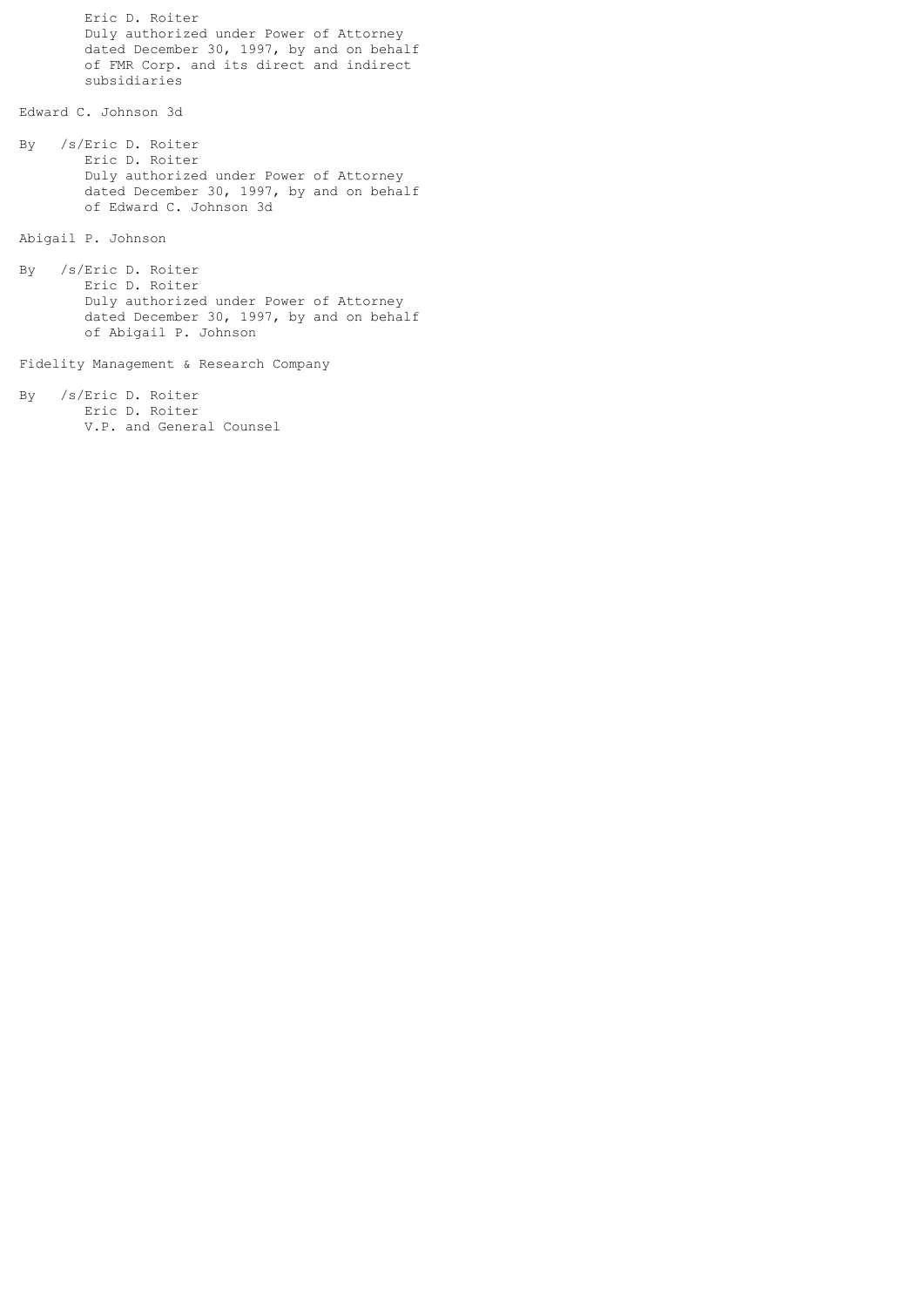Eric D. Roiter
Duly authorized under Power of Attorney dated December 30, 1997, by and on behalf of FMR Corp. and its direct and indirect subsidiaries

Edward C. Johnson 3d

By /s/Eric D. Roiter
Eric D. Roiter
Duly authorized under Power of Attorney dated December 30, 1997, by and on behalf of Edward C. Johnson 3d

Abigail P. Johnson

By /s/Eric D. Roiter
Eric D. Roiter
Duly authorized under Power of Attorney dated December 30, 1997, by and on behalf of Abigail P. Johnson

Fidelity Management & Research Company

By /s/Eric D. Roiter
Eric D. Roiter
V.P. and General Counsel